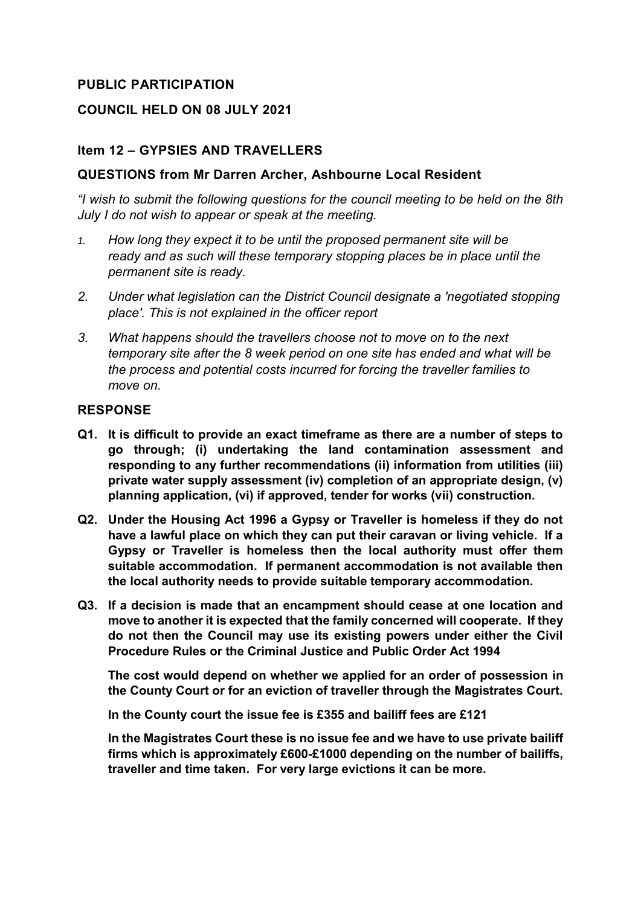## PUBLIC PARTICIPATION

## COUNCIL HELD ON 08 JULY 2021

### Item 12 – GYPSIES AND TRAVELLERS

### QUESTIONS from Mr Darren Archer, Ashbourne Local Resident

*"I wish to submit the following questions for the council meeting to be held on the 8th July I do not wish to appear or speak at the meeting.*

1. *How long they expect it to be until the proposed permanent site will be ready and as such will these temporary stopping places be in place until the permanent site is ready.*
2. *Under what legislation can the District Council designate a 'negotiated stopping place'. This is not explained in the officer report*
3. *What happens should the travellers choose not to move on to the next temporary site after the 8 week period on one site has ended and what will be the process and potential costs incurred for forcing the traveller families to move on.*

### RESPONSE

**Q1. It is difficult to provide an exact timeframe as there are a number of steps to go through; (i) undertaking the land contamination assessment and responding to any further recommendations (ii) information from utilities (iii) private water supply assessment (iv) completion of an appropriate design, (v) planning application, (vi) if approved, tender for works (vii) construction.**

**Q2. Under the Housing Act 1996 a Gypsy or Traveller is homeless if they do not have a lawful place on which they can put their caravan or living vehicle. If a Gypsy or Traveller is homeless then the local authority must offer them suitable accommodation. If permanent accommodation is not available then the local authority needs to provide suitable temporary accommodation.**

**Q3. If a decision is made that an encampment should cease at one location and move to another it is expected that the family concerned will cooperate. If they do not then the Council may use its existing powers under either the Civil Procedure Rules or the Criminal Justice and Public Order Act 1994**

**The cost would depend on whether we applied for an order of possession in the County Court or for an eviction of traveller through the Magistrates Court.**

**In the County court the issue fee is £355 and bailiff fees are £121**

**In the Magistrates Court these is no issue fee and we have to use private bailiff firms which is approximately £600-£1000 depending on the number of bailiffs, traveller and time taken. For very large evictions it can be more.**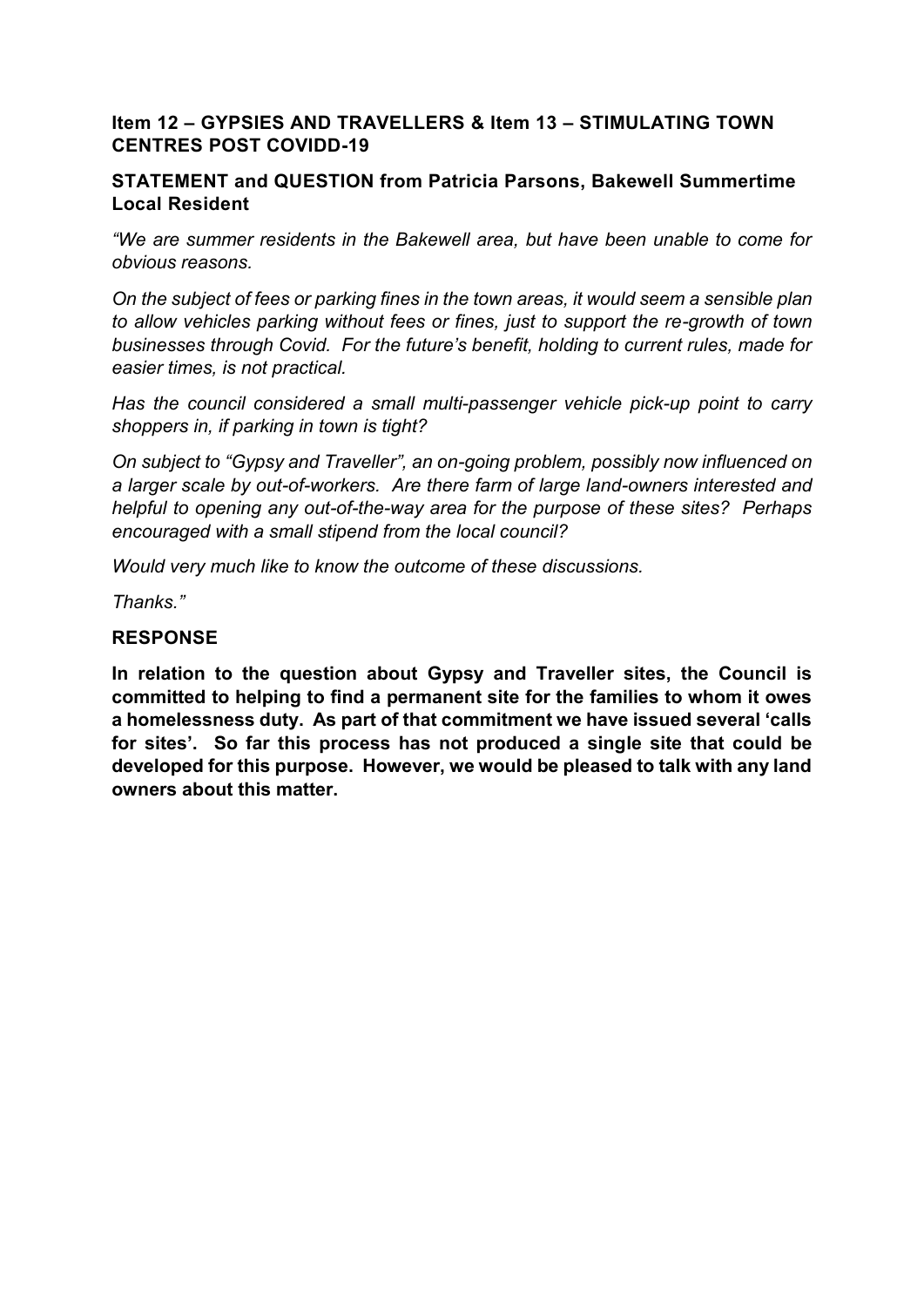**Item 12 – GYPSIES AND TRAVELLERS & Item 13 – STIMULATING TOWN CENTRES POST COVIDD-19**

**STATEMENT and QUESTION from Patricia Parsons, Bakewell Summertime Local Resident**

*"We are summer residents in the Bakewell area, but have been unable to come for obvious reasons.*

*On the subject of fees or parking fines in the town areas, it would seem a sensible plan to allow vehicles parking without fees or fines, just to support the re-growth of town businesses through Covid. For the future's benefit, holding to current rules, made for easier times, is not practical.*

*Has the council considered a small multi-passenger vehicle pick-up point to carry shoppers in, if parking in town is tight?*

*On subject to "Gypsy and Traveller", an on-going problem, possibly now influenced on a larger scale by out-of-workers. Are there farm of large land-owners interested and helpful to opening any out-of-the-way area for the purpose of these sites? Perhaps encouraged with a small stipend from the local council?*

*Would very much like to know the outcome of these discussions.*

*Thanks."*

**RESPONSE**

**In relation to the question about Gypsy and Traveller sites, the Council is committed to helping to find a permanent site for the families to whom it owes a homelessness duty. As part of that commitment we have issued several 'calls for sites'. So far this process has not produced a single site that could be developed for this purpose. However, we would be pleased to talk with any land owners about this matter.**